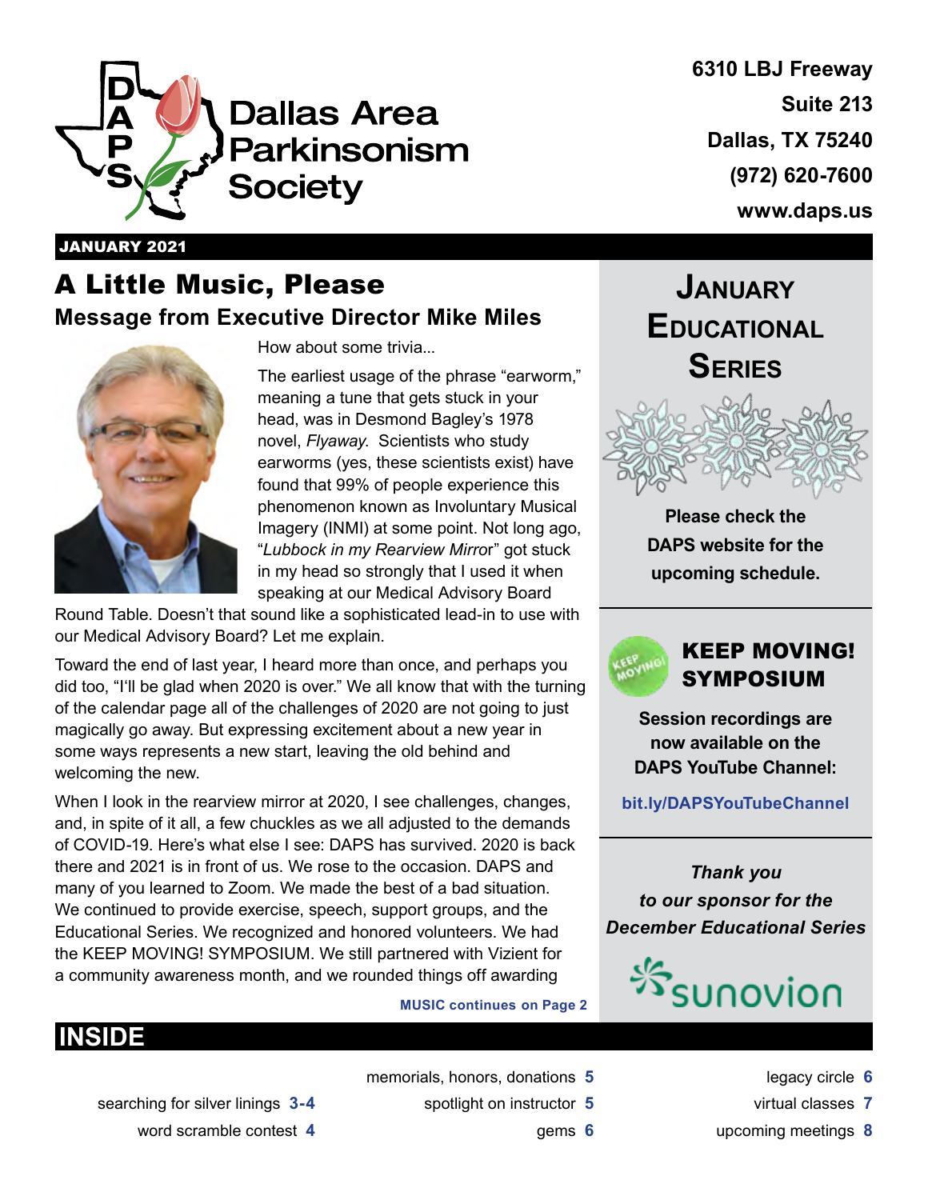# Dallas Area Parkinsonism Society

6310 LBJ Freeway
Suite 213
Dallas, TX 75240
(972) 620-7600
www.daps.us

**JANUARY 2021**

## A Little Music, Please

### Message from Executive Director Mike Miles

How about some trivia...

The earliest usage of the phrase "earworm," meaning a tune that gets stuck in your head, was in Desmond Bagley's 1978 novel, *Flyaway*. Scientists who study earworms (yes, these scientists exist) have found that 99% of people experience this phenomenon known as Involuntary Musical Imagery (INMI) at some point. Not long ago, "*Lubbock in my Rearview Mirro*r" got stuck in my head so strongly that I used it when speaking at our Medical Advisory Board Round Table. Doesn't that sound like a sophisticated lead-in to use with our Medical Advisory Board? Let me explain.

Toward the end of last year, I heard more than once, and perhaps you did too, "I'll be glad when 2020 is over." We all know that with the turning of the calendar page all of the challenges of 2020 are not going to just magically go away. But expressing excitement about a new year in some ways represents a new start, leaving the old behind and welcoming the new.

When I look in the rearview mirror at 2020, I see challenges, changes, and, in spite of it all, a few chuckles as we all adjusted to the demands of COVID-19. Here's what else I see: DAPS has survived. 2020 is back there and 2021 is in front of us. We rose to the occasion. DAPS and many of you learned to Zoom. We made the best of a bad situation. We continued to provide exercise, speech, support groups, and the Educational Series. We recognized and honored volunteers. We had the KEEP MOVING! SYMPOSIUM. We still partnered with Vizient for a community awareness month, and we rounded things off awarding

**MUSIC continues on Page 2**

## January Educational Series

**Please check the DAPS website for the upcoming schedule.**

## KEEP MOVING! SYMPOSIUM

**Session recordings are now available on the DAPS YouTube Channel:**

**bit.ly/DAPSYouTubeChannel**

***Thank you to our sponsor for the December Educational Series***

sunovion

## INSIDE

- searching for silver linings **3-4**
- word scramble contest **4**
- memorials, honors, donations **5**
- spotlight on instructor **5**
- gems **6**
- legacy circle **6**
- virtual classes **7**
- upcoming meetings **8**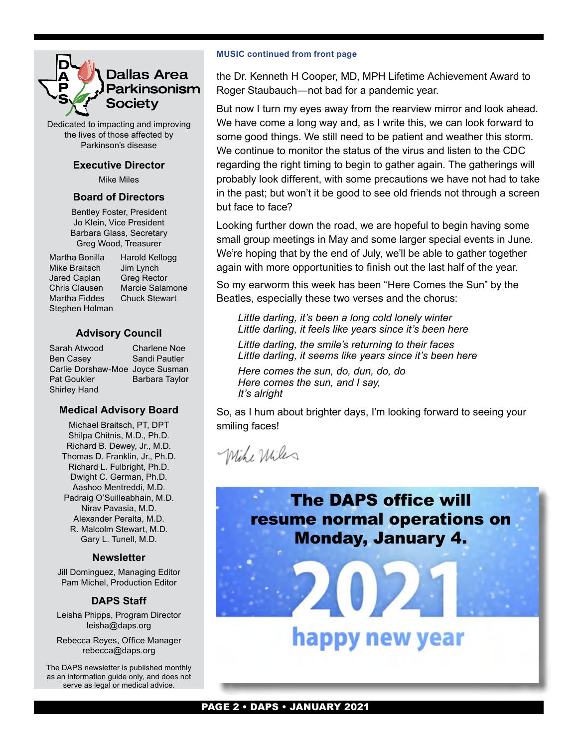# Dallas Area Parkinsonism Society

Dedicated to impacting and improving the lives of those affected by Parkinson's disease

## Executive Director

Mike Miles

## Board of Directors

Bentley Foster, President
Jo Klein, Vice President
Barbara Glass, Secretary
Greg Wood, Treasurer

Martha Bonilla
Mike Braitsch
Jared Caplan
Chris Clausen
Martha Fiddes
Stephen Holman
Harold Kellogg
Jim Lynch
Greg Rector
Marcie Salamone
Chuck Stewart

## Advisory Council

Sarah Atwood
Ben Casey
Carlie Dorshaw-Moe
Pat Goukler
Shirley Hand
Charlene Noe
Sandi Pautler
Joyce Susman
Barbara Taylor

## Medical Advisory Board

Michael Braitsch, PT, DPT
Shilpa Chitnis, M.D., Ph.D.
Richard B. Dewey, Jr., M.D.
Thomas D. Franklin, Jr., Ph.D.
Richard L. Fulbright, Ph.D.
Dwight C. German, Ph.D.
Aashoo Mentreddi, M.D.
Padraig O'Suilleabhain, M.D.
Nirav Pavasia, M.D.
Alexander Peralta, M.D.
R. Malcolm Stewart, M.D.
Gary L. Tunell, M.D.

## Newsletter

Jill Dominguez, Managing Editor
Pam Michel, Production Editor

## DAPS Staff

Leisha Phipps, Program Director
leisha@daps.org

Rebecca Reyes, Office Manager
rebecca@daps.org

The DAPS newsletter is published monthly as an information guide only, and does not serve as legal or medical advice.

**MUSIC continued from front page**

the Dr. Kenneth H Cooper, MD, MPH Lifetime Achievement Award to Roger Staubauch—not bad for a pandemic year.

But now I turn my eyes away from the rearview mirror and look ahead. We have come a long way and, as I write this, we can look forward to some good things. We still need to be patient and weather this storm. We continue to monitor the status of the virus and listen to the CDC regarding the right timing to begin to gather again. The gatherings will probably look different, with some precautions we have not had to take in the past; but won't it be good to see old friends not through a screen but face to face?

Looking further down the road, we are hopeful to begin having some small group meetings in May and some larger special events in June. We're hoping that by the end of July, we'll be able to gather together again with more opportunities to finish out the last half of the year.

So my earworm this week has been "Here Comes the Sun" by the Beatles, especially these two verses and the chorus:

*Little darling, it's been a long cold lonely winter*
*Little darling, it feels like years since it's been here*

*Little darling, the smile's returning to their faces*
*Little darling, it seems like years since it's been here*

*Here comes the sun, do, dun, do, do*
*Here comes the sun, and I say,*
*It's alright*

So, as I hum about brighter days, I'm looking forward to seeing your smiling faces!

Mike Miles

**The DAPS office will resume normal operations on Monday, January 4.**

2021
happy new year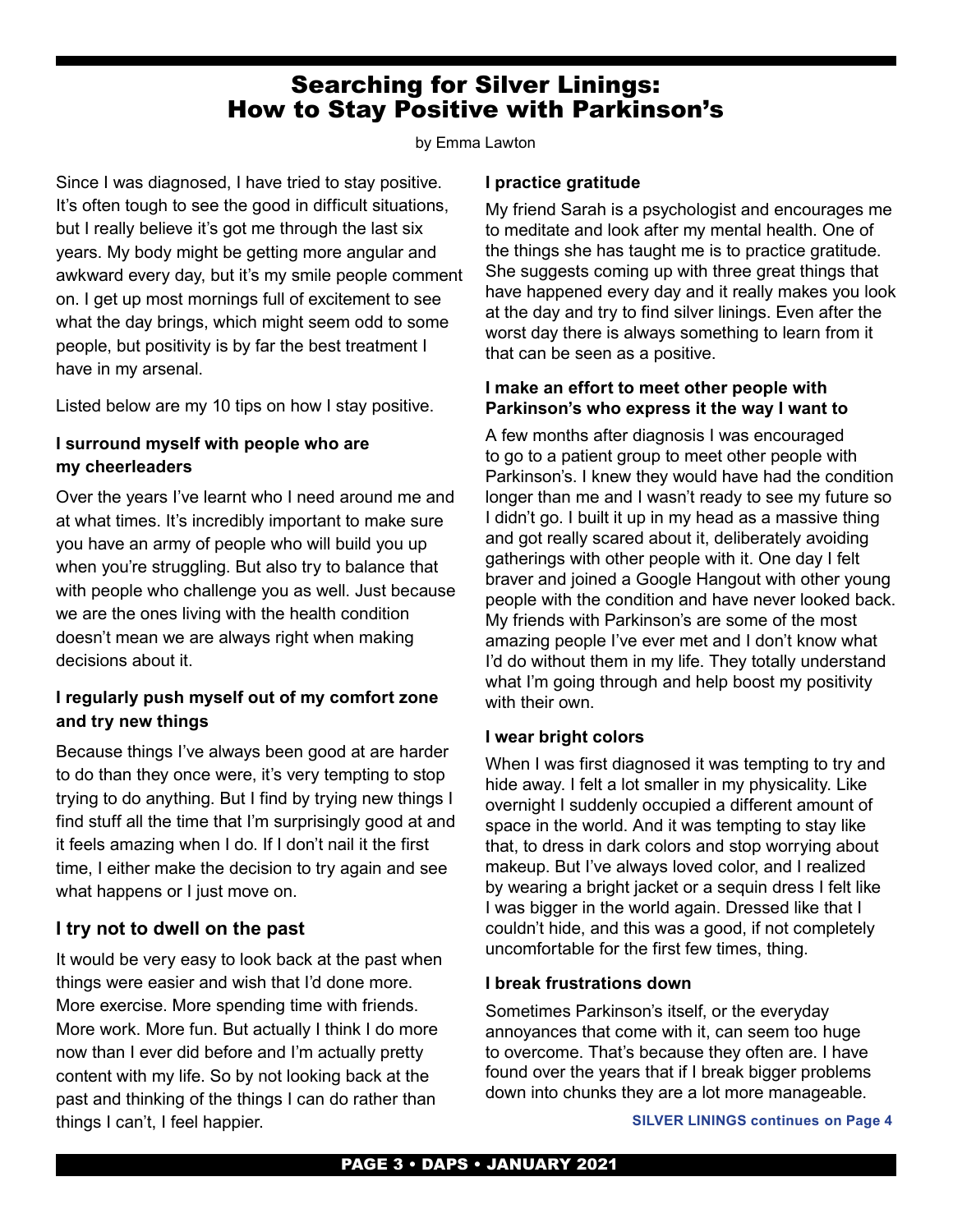# Searching for Silver Linings: How to Stay Positive with Parkinson's

by Emma Lawton

Since I was diagnosed, I have tried to stay positive. It's often tough to see the good in difficult situations, but I really believe it's got me through the last six years. My body might be getting more angular and awkward every day, but it's my smile people comment on. I get up most mornings full of excitement to see what the day brings, which might seem odd to some people, but positivity is by far the best treatment I have in my arsenal.

Listed below are my 10 tips on how I stay positive.

### I surround myself with people who are my cheerleaders

Over the years I've learnt who I need around me and at what times. It's incredibly important to make sure you have an army of people who will build you up when you're struggling. But also try to balance that with people who challenge you as well. Just because we are the ones living with the health condition doesn't mean we are always right when making decisions about it.

### I regularly push myself out of my comfort zone and try new things

Because things I've always been good at are harder to do than they once were, it's very tempting to stop trying to do anything. But I find by trying new things I find stuff all the time that I'm surprisingly good at and it feels amazing when I do. If I don't nail it the first time, I either make the decision to try again and see what happens or I just move on.

### I try not to dwell on the past

It would be very easy to look back at the past when things were easier and wish that I'd done more. More exercise. More spending time with friends. More work. More fun. But actually I think I do more now than I ever did before and I'm actually pretty content with my life. So by not looking back at the past and thinking of the things I can do rather than things I can't, I feel happier.

### I practice gratitude

My friend Sarah is a psychologist and encourages me to meditate and look after my mental health. One of the things she has taught me is to practice gratitude. She suggests coming up with three great things that have happened every day and it really makes you look at the day and try to find silver linings. Even after the worst day there is always something to learn from it that can be seen as a positive.

### I make an effort to meet other people with Parkinson's who express it the way I want to

A few months after diagnosis I was encouraged to go to a patient group to meet other people with Parkinson's. I knew they would have had the condition longer than me and I wasn't ready to see my future so I didn't go. I built it up in my head as a massive thing and got really scared about it, deliberately avoiding gatherings with other people with it. One day I felt braver and joined a Google Hangout with other young people with the condition and have never looked back. My friends with Parkinson's are some of the most amazing people I've ever met and I don't know what I'd do without them in my life. They totally understand what I'm going through and help boost my positivity with their own.

### I wear bright colors

When I was first diagnosed it was tempting to try and hide away. I felt a lot smaller in my physicality. Like overnight I suddenly occupied a different amount of space in the world. And it was tempting to stay like that, to dress in dark colors and stop worrying about makeup. But I've always loved color, and I realized by wearing a bright jacket or a sequin dress I felt like I was bigger in the world again. Dressed like that I couldn't hide, and this was a good, if not completely uncomfortable for the first few times, thing.

### I break frustrations down

Sometimes Parkinson's itself, or the everyday annoyances that come with it, can seem too huge to overcome. That's because they often are. I have found over the years that if I break bigger problems down into chunks they are a lot more manageable.

**SILVER LININGS continues on Page 4**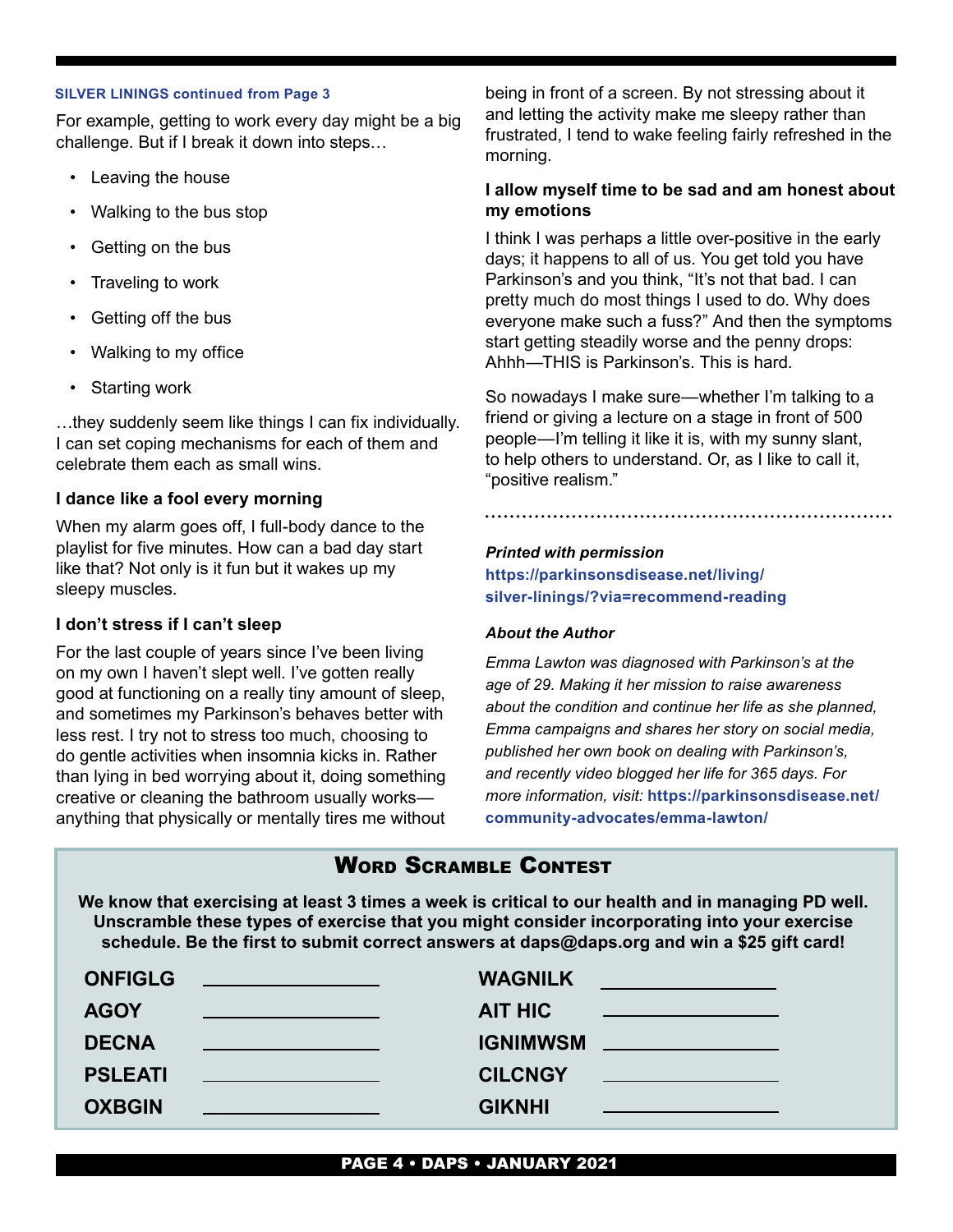**SILVER LININGS continued from Page 3**

For example, getting to work every day might be a big challenge. But if I break it down into steps…

- Leaving the house
- Walking to the bus stop
- Getting on the bus
- Traveling to work
- Getting off the bus
- Walking to my office
- Starting work

…they suddenly seem like things I can fix individually. I can set coping mechanisms for each of them and celebrate them each as small wins.

### I dance like a fool every morning

When my alarm goes off, I full-body dance to the playlist for five minutes. How can a bad day start like that? Not only is it fun but it wakes up my sleepy muscles.

### I don't stress if I can't sleep

For the last couple of years since I've been living on my own I haven't slept well. I've gotten really good at functioning on a really tiny amount of sleep, and sometimes my Parkinson's behaves better with less rest. I try not to stress too much, choosing to do gentle activities when insomnia kicks in. Rather than lying in bed worrying about it, doing something creative or cleaning the bathroom usually works—anything that physically or mentally tires me without being in front of a screen. By not stressing about it and letting the activity make me sleepy rather than frustrated, I tend to wake feeling fairly refreshed in the morning.

### I allow myself time to be sad and am honest about my emotions

I think I was perhaps a little over-positive in the early days; it happens to all of us. You get told you have Parkinson's and you think, "It's not that bad. I can pretty much do most things I used to do. Why does everyone make such a fuss?" And then the symptoms start getting steadily worse and the penny drops: Ahhh—THIS is Parkinson's. This is hard.

So nowadays I make sure—whether I'm talking to a friend or giving a lecture on a stage in front of 500 people—I'm telling it like it is, with my sunny slant, to help others to understand. Or, as I like to call it, "positive realism."

---

***Printed with permission***

**https://parkinsonsdisease.net/living/silver-linings/?via=recommend-reading**

***About the Author***

*Emma Lawton was diagnosed with Parkinson's at the age of 29. Making it her mission to raise awareness about the condition and continue her life as she planned, Emma campaigns and shares her story on social media, published her own book on dealing with Parkinson's, and recently video blogged her life for 365 days. For more information, visit:* **https://parkinsonsdisease.net/community-advocates/emma-lawton/**

## Word Scramble Contest

**We know that exercising at least 3 times a week is critical to our health and in managing PD well. Unscramble these types of exercise that you might consider incorporating into your exercise schedule. Be the first to submit correct answers at daps@daps.org and win a $25 gift card!**

| | | | |
|---|---|---|---|
| **ONFIGLG** | \_\_\_\_\_\_\_\_\_\_\_\_\_\_ | **WAGNILK** | \_\_\_\_\_\_\_\_\_\_\_\_\_\_ |
| **AGOY** | \_\_\_\_\_\_\_\_\_\_\_\_\_\_ | **AIT HIC** | \_\_\_\_\_\_\_\_\_\_\_\_\_\_ |
| **DECNA** | \_\_\_\_\_\_\_\_\_\_\_\_\_\_ | **IGNIMWSM** | \_\_\_\_\_\_\_\_\_\_\_\_\_\_ |
| **PSLEATI** | \_\_\_\_\_\_\_\_\_\_\_\_\_\_ | **CILCNGY** | \_\_\_\_\_\_\_\_\_\_\_\_\_\_ |
| **OXBGIN** | \_\_\_\_\_\_\_\_\_\_\_\_\_\_ | **GIKNHI** | \_\_\_\_\_\_\_\_\_\_\_\_\_\_ |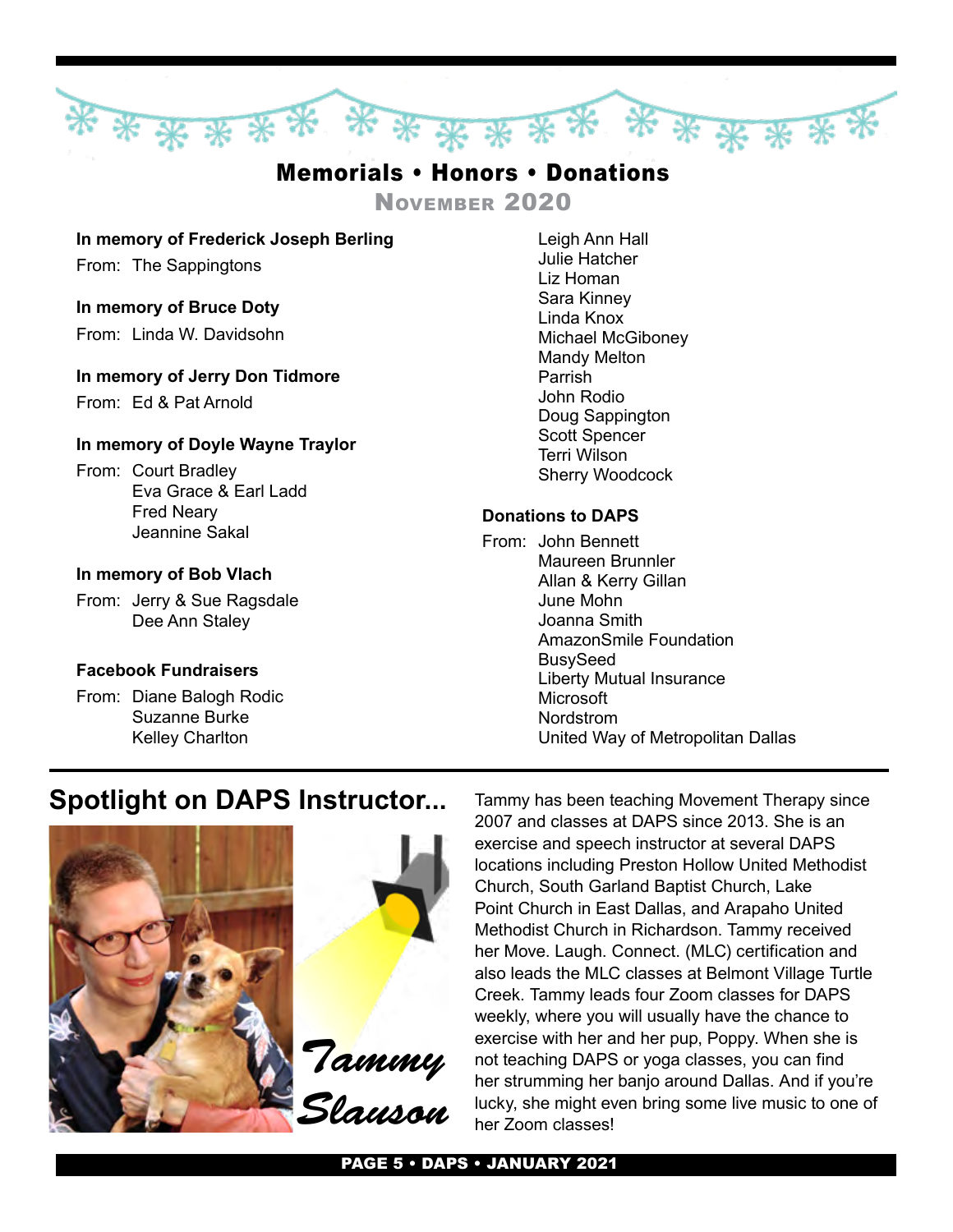## Memorials • Honors • Donations

### November 2020

**In memory of Frederick Joseph Berling**

From: The Sappingtons

**In memory of Bruce Doty**

From: Linda W. Davidsohn

**In memory of Jerry Don Tidmore**

From: Ed & Pat Arnold

**In memory of Doyle Wayne Traylor**

From: Court Bradley
Eva Grace & Earl Ladd
Fred Neary
Jeannine Sakal

**In memory of Bob Vlach**

From: Jerry & Sue Ragsdale
Dee Ann Staley

**Facebook Fundraisers**

From: Diane Balogh Rodic
Suzanne Burke
Kelley Charlton
Leigh Ann Hall
Julie Hatcher
Liz Homan
Sara Kinney
Linda Knox
Michael McGiboney
Mandy Melton
Parrish
John Rodio
Doug Sappington
Scott Spencer
Terri Wilson
Sherry Woodcock

**Donations to DAPS**

From: John Bennett
Maureen Brunnler
Allan & Kerry Gillan
June Mohn
Joanna Smith
AmazonSmile Foundation
BusySeed
Liberty Mutual Insurance
Microsoft
Nordstrom
United Way of Metropolitan Dallas

## Spotlight on DAPS Instructor...

*Tammy Slauson*

Tammy has been teaching Movement Therapy since 2007 and classes at DAPS since 2013. She is an exercise and speech instructor at several DAPS locations including Preston Hollow United Methodist Church, South Garland Baptist Church, Lake Point Church in East Dallas, and Arapaho United Methodist Church in Richardson. Tammy received her Move. Laugh. Connect. (MLC) certification and also leads the MLC classes at Belmont Village Turtle Creek. Tammy leads four Zoom classes for DAPS weekly, where you will usually have the chance to exercise with her and her pup, Poppy. When she is not teaching DAPS or yoga classes, you can find her strumming her banjo around Dallas. And if you're lucky, she might even bring some live music to one of her Zoom classes!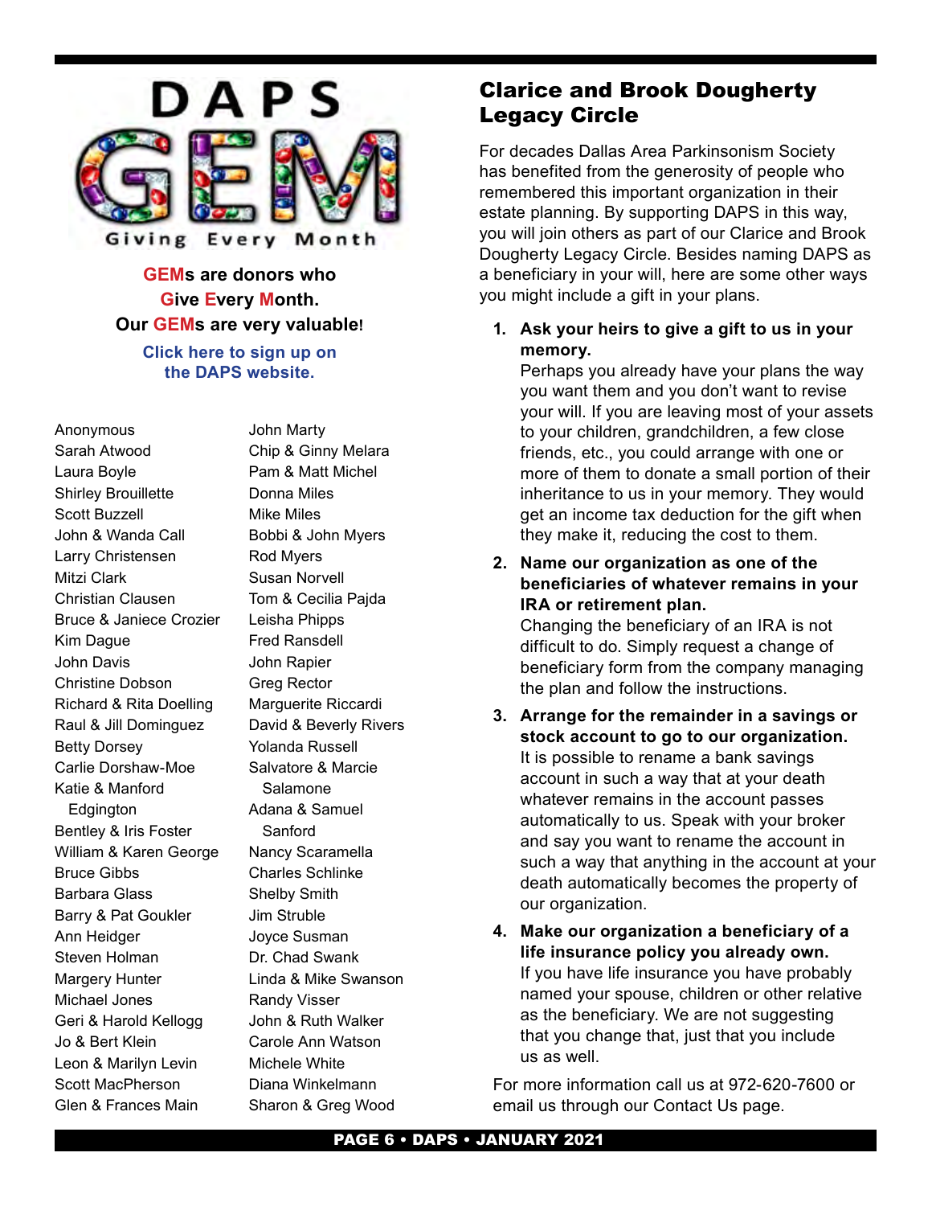DAPS GEM

Giving Every Month

**GEMs are donors who Give Every Month. Our GEMs are very valuable!**

**Click here to sign up on the DAPS website.**

Anonymous
Sarah Atwood
Laura Boyle
Shirley Brouillette
Scott Buzzell
John & Wanda Call
Larry Christensen
Mitzi Clark
Christian Clausen
Bruce & Janiece Crozier
Kim Dague
John Davis
Christine Dobson
Richard & Rita Doelling
Raul & Jill Dominguez
Betty Dorsey
Carlie Dorshaw-Moe
Katie & Manford Edgington
Bentley & Iris Foster
William & Karen George
Bruce Gibbs
Barbara Glass
Barry & Pat Goukler
Ann Heidger
Steven Holman
Margery Hunter
Michael Jones
Geri & Harold Kellogg
Jo & Bert Klein
Leon & Marilyn Levin
Scott MacPherson
Glen & Frances Main
John Marty
Chip & Ginny Melara
Pam & Matt Michel
Donna Miles
Mike Miles
Bobbi & John Myers
Rod Myers
Susan Norvell
Tom & Cecilia Pajda
Leisha Phipps
Fred Ransdell
John Rapier
Greg Rector
Marguerite Riccardi
David & Beverly Rivers
Yolanda Russell
Salvatore & Marcie Salamone
Adana & Samuel Sanford
Nancy Scaramella
Charles Schlinke
Shelby Smith
Jim Struble
Joyce Susman
Dr. Chad Swank
Linda & Mike Swanson
Randy Visser
John & Ruth Walker
Carole Ann Watson
Michele White
Diana Winkelmann
Sharon & Greg Wood

## Clarice and Brook Dougherty Legacy Circle

For decades Dallas Area Parkinsonism Society has benefited from the generosity of people who remembered this important organization in their estate planning. By supporting DAPS in this way, you will join others as part of our Clarice and Brook Dougherty Legacy Circle. Besides naming DAPS as a beneficiary in your will, here are some other ways you might include a gift in your plans.

1. **Ask your heirs to give a gift to us in your memory.**
   Perhaps you already have your plans the way you want them and you don't want to revise your will. If you are leaving most of your assets to your children, grandchildren, a few close friends, etc., you could arrange with one or more of them to donate a small portion of their inheritance to us in your memory. They would get an income tax deduction for the gift when they make it, reducing the cost to them.
2. **Name our organization as one of the beneficiaries of whatever remains in your IRA or retirement plan.**
   Changing the beneficiary of an IRA is not difficult to do. Simply request a change of beneficiary form from the company managing the plan and follow the instructions.
3. **Arrange for the remainder in a savings or stock account to go to our organization.**
   It is possible to rename a bank savings account in such a way that at your death whatever remains in the account passes automatically to us. Speak with your broker and say you want to rename the account in such a way that anything in the account at your death automatically becomes the property of our organization.
4. **Make our organization a beneficiary of a life insurance policy you already own.**
   If you have life insurance you have probably named your spouse, children or other relative as the beneficiary. We are not suggesting that you change that, just that you include us as well.

For more information call us at 972-620-7600 or email us through our Contact Us page.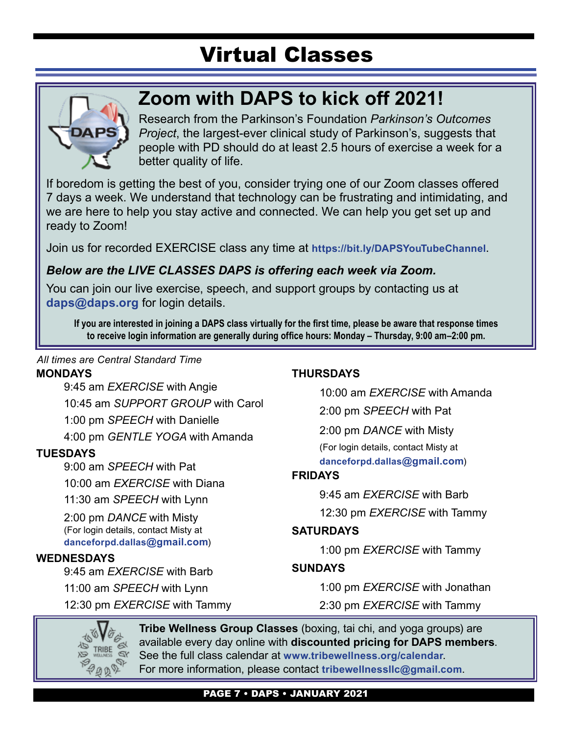# Virtual Classes

## Zoom with DAPS to kick off 2021!

Research from the Parkinson's Foundation *Parkinson's Outcomes Project*, the largest-ever clinical study of Parkinson's, suggests that people with PD should do at least 2.5 hours of exercise a week for a better quality of life.

If boredom is getting the best of you, consider trying one of our Zoom classes offered 7 days a week. We understand that technology can be frustrating and intimidating, and we are here to help you stay active and connected. We can help you get set up and ready to Zoom!

Join us for recorded EXERCISE class any time at **https://bit.ly/DAPSYouTubeChannel**.

***Below are the LIVE CLASSES DAPS is offering each week via Zoom.***

You can join our live exercise, speech, and support groups by contacting us at **daps@daps.org** for login details.

**If you are interested in joining a DAPS class virtually for the first time, please be aware that response times to receive login information are generally during office hours: Monday – Thursday, 9:00 am–2:00 pm.**

*All times are Central Standard Time*

**MONDAYS**

- 9:45 am *EXERCISE* with Angie
- 10:45 am *SUPPORT GROUP* with Carol
- 1:00 pm *SPEECH* with Danielle
- 4:00 pm *GENTLE YOGA* with Amanda

**TUESDAYS**

- 9:00 am *SPEECH* with Pat
- 10:00 am *EXERCISE* with Diana
- 11:30 am *SPEECH* with Lynn
- 2:00 pm *DANCE* with Misty
  (For login details, contact Misty at **danceforpd.dallas@gmail.com**)

**WEDNESDAYS**

- 9:45 am *EXERCISE* with Barb
- 11:00 am *SPEECH* with Lynn
- 12:30 pm *EXERCISE* with Tammy

**THURSDAYS**

- 10:00 am *EXERCISE* with Amanda
- 2:00 pm *SPEECH* with Pat
- 2:00 pm *DANCE* with Misty
  (For login details, contact Misty at **danceforpd.dallas@gmail.com**)

**FRIDAYS**

- 9:45 am *EXERCISE* with Barb
- 12:30 pm *EXERCISE* with Tammy

**SATURDAYS**

- 1:00 pm *EXERCISE* with Tammy

**SUNDAYS**

- 1:00 pm *EXERCISE* with Jonathan
- 2:30 pm *EXERCISE* with Tammy

**Tribe Wellness Group Classes** (boxing, tai chi, and yoga groups) are available every day online with **discounted pricing for DAPS members**. See the full class calendar at **www.tribewellness.org/calendar**. For more information, please contact **tribewellnessllc@gmail.com**.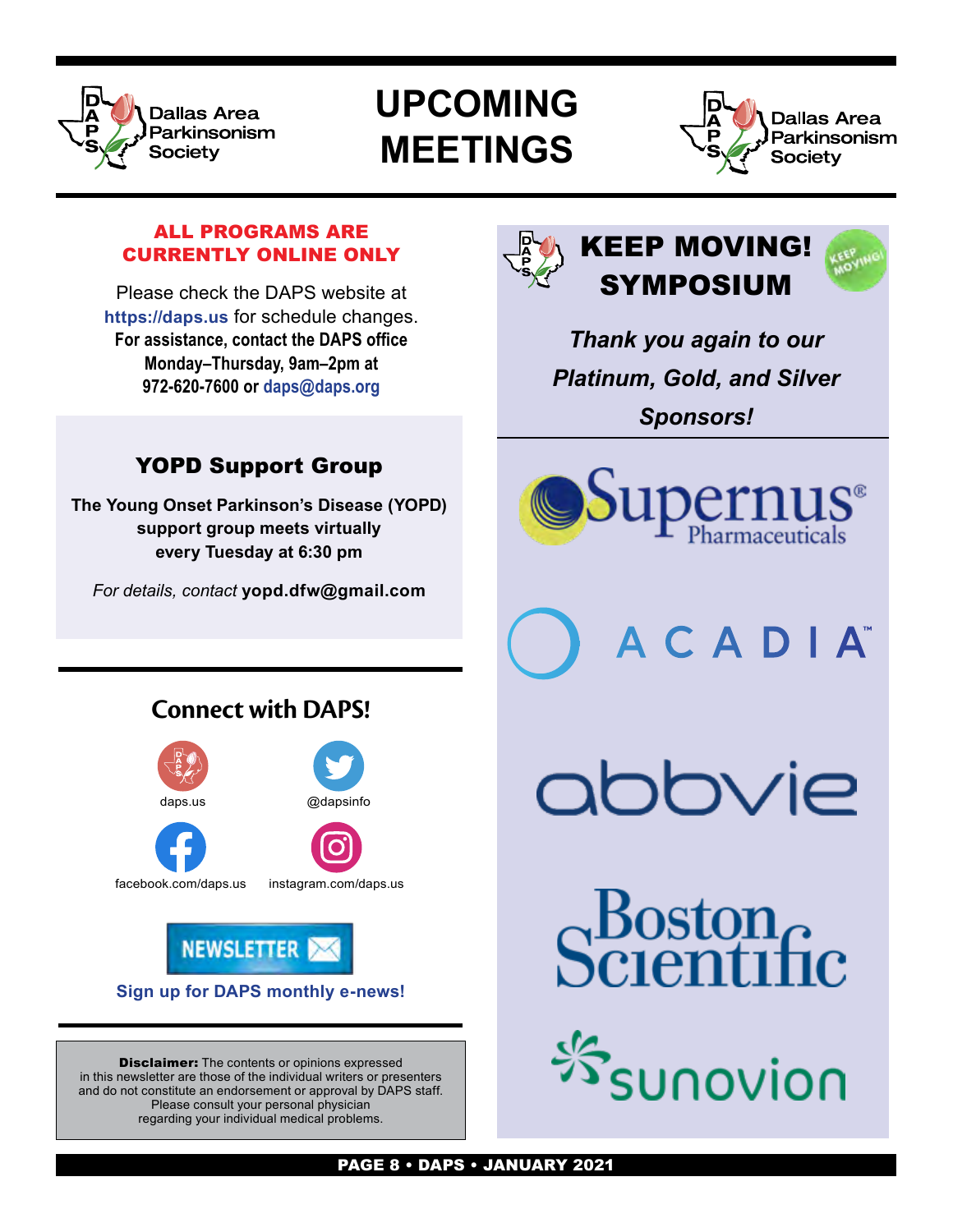Dallas Area Parkinsonism Society

# UPCOMING MEETINGS

**ALL PROGRAMS ARE CURRENTLY ONLINE ONLY**

Please check the DAPS website at **https://daps.us** for schedule changes. **For assistance, contact the DAPS office Monday–Thursday, 9am–2pm at 972-620-7600 or daps@daps.org**

## YOPD Support Group

**The Young Onset Parkinson's Disease (YOPD) support group meets virtually every Tuesday at 6:30 pm**

*For details, contact* **yopd.dfw@gmail.com**

## Connect with DAPS!

daps.us

@dapsinfo

facebook.com/daps.us

instagram.com/daps.us

NEWSLETTER

**Sign up for DAPS monthly e-news!**

**Disclaimer:** The contents or opinions expressed in this newsletter are those of the individual writers or presenters and do not constitute an endorsement or approval by DAPS staff. Please consult your personal physician regarding your individual medical problems.

## KEEP MOVING! SYMPOSIUM

***Thank you again to our Platinum, Gold, and Silver Sponsors!***

Supernus® Pharmaceuticals

ACADIA™

abbvie

Boston Scientific

sunovion